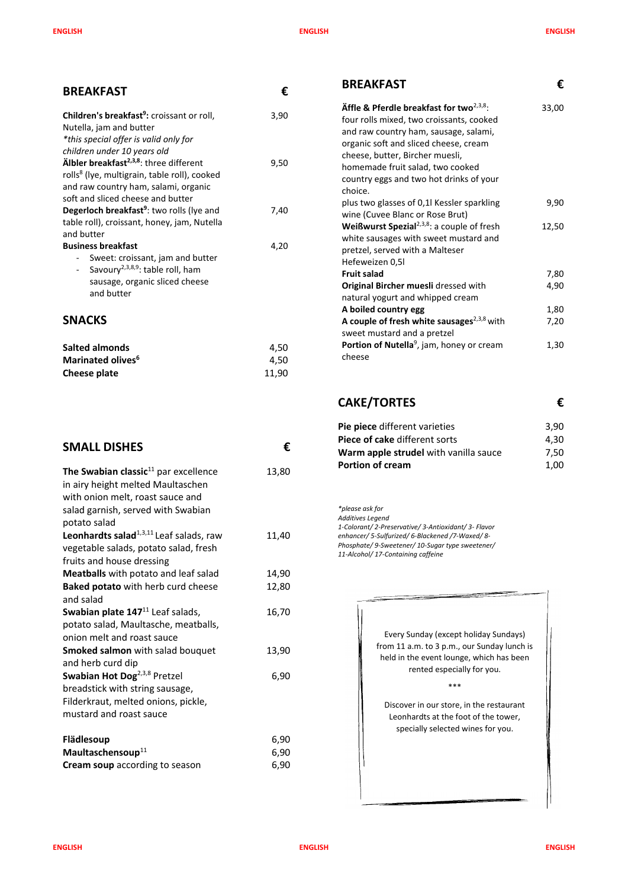## BREAKFAST

| | € |
|---|---|
| **Children's breakfast**[9]**:** croissant or roll, Nutella, jam and butter *\*this special offer is valid only for children under 10 years old* | 3,90 |
| **Älbler breakfast**[2,3,8]: three different rolls[8] (lye, multigrain, table roll), cooked and raw country ham, salami, organic soft and sliced cheese and butter | 9,50 |
| **Degerloch breakfast**[9]: two rolls (lye and table roll), croissant, honey, jam, Nutella and butter | 7,40 |
| **Business breakfast** - Sweet: croissant, jam and butter - Savoury[2,3,8,9]: table roll, ham sausage, organic sliced cheese and butter | 4,20 |

## SNACKS

| | |
|---|---|
| **Salted almonds** | 4,50 |
| **Marinated olives**[6] | 4,50 |
| **Cheese plate** | 11,90 |

## SMALL DISHES

| | € |
|---|---|
| **The Swabian classic**[11] par excellence in airy height melted Maultaschen with onion melt, roast sauce and salad garnish, served with Swabian potato salad | 13,80 |
| **Leonhardts salad**[1,3,11] Leaf salads, raw vegetable salads, potato salad, fresh fruits and house dressing | 11,40 |
| **Meatballs** with potato and leaf salad | 14,90 |
| **Baked potato** with herb curd cheese and salad | 12,80 |
| **Swabian plate 147**[11] Leaf salads, potato salad, Maultasche, meatballs, onion melt and roast sauce | 16,70 |
| **Smoked salmon** with salad bouquet and herb curd dip | 13,90 |
| **Swabian Hot Dog**[2,3,8] Pretzel breadstick with string sausage, Filderkraut, melted onions, pickle, mustard and roast sauce | 6,90 |
| **Flädlesoup** | 6,90 |
| **Maultaschensoup**[11] | 6,90 |
| **Cream soup** according to season | 6,90 |

## BREAKFAST

| | € |
|---|---|
| **Äffle & Pferdle breakfast for two**[2,3,8]: four rolls mixed, two croissants, cooked and raw country ham, sausage, salami, organic soft and sliced cheese, cream cheese, butter, Bircher muesli, homemade fruit salad, two cooked country eggs and two hot drinks of your choice. | 33,00 |
| plus two glasses of 0,1l Kessler sparkling wine (Cuvee Blanc or Rose Brut) | 9,90 |
| **Weißwurst Spezial**[2,3,8]: a couple of fresh white sausages with sweet mustard and pretzel, served with a Malteser Hefeweizen 0,5l | 12,50 |
| **Fruit salad** | 7,80 |
| **Original Bircher muesli** dressed with natural yogurt and whipped cream | 4,90 |
| **A boiled country egg** | 1,80 |
| **A couple of fresh white sausages**[2,3,8] with sweet mustard and a pretzel | 7,20 |
| **Portion of Nutella**[9], jam, honey or cream cheese | 1,30 |

## CAKE/TORTES

| | € |
|---|---|
| **Pie piece** different varieties | 3,90 |
| **Piece of cake** different sorts | 4,30 |
| **Warm apple strudel** with vanilla sauce | 7,50 |
| **Portion of cream** | 1,00 |

*\*please ask for Additives Legend*
*1-Colorant/ 2-Preservative/ 3-Antioxidant/ 3- Flavor enhancer/ 5-Sulfurized/ 6-Blackened /7-Waxed/ 8-Phosphate/ 9-Sweetener/ 10-Sugar type sweetener/ 11-Alcohol/ 17-Containing caffeine*

Every Sunday (except holiday Sundays) from 11 a.m. to 3 p.m., our Sunday lunch is held in the event lounge, which has been rented especially for you.

\*\*\*

Discover in our store, in the restaurant Leonhardts at the foot of the tower, specially selected wines for you.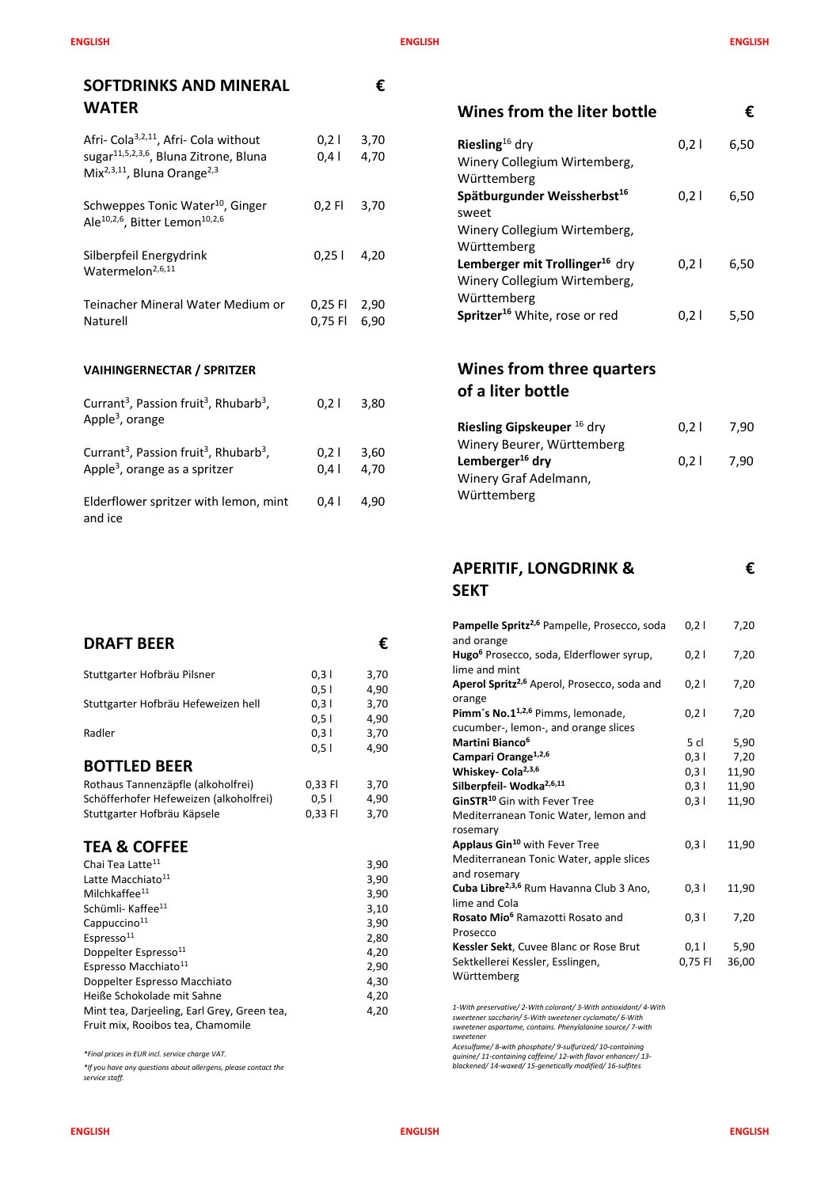## SOFTDRINKS AND MINERAL WATER

| | | € |
|---|---|---|
| Afri- Cola[3,2,11], Afri- Cola without sugar[11,5,2,3,6], Bluna Zitrone, Bluna Mix[2,3,11], Bluna Orange[2,3] | 0,2 l<br>0,4 l | 3,70<br>4,70 |
| Schweppes Tonic Water[10], Ginger Ale[10,2,6], Bitter Lemon[10,2,6] | 0,2 Fl | 3,70 |
| Silberpfeil Energydrink Watermelon[2,6,11] | 0,25 l | 4,20 |
| Teinacher Mineral Water Medium or Naturell | 0,25 Fl<br>0,75 Fl | 2,90<br>6,90 |

### VAIHINGERNECTAR / SPRITZER

| | | |
|---|---|---|
| Currant[3], Passion fruit[3], Rhubarb[3], Apple[3], orange | 0,2 l | 3,80 |
| Currant[3], Passion fruit[3], Rhubarb[3], Apple[3], orange as a spritzer | 0,2 l<br>0,4 l | 3,60<br>4,70 |
| Elderflower spritzer with lemon, mint and ice | 0,4 l | 4,90 |

## DRAFT BEER

| | | € |
|---|---|---|
| Stuttgarter Hofbräu Pilsner | 0,3 l<br>0,5 l | 3,70<br>4,90 |
| Stuttgarter Hofbräu Hefeweizen hell | 0,3 l<br>0,5 l | 3,70<br>4,90 |
| Radler | 0,3 l<br>0,5 l | 3,70<br>4,90 |

## BOTTLED BEER

| | | |
|---|---|---|
| Rothaus Tannenzäpfle (alkoholfrei) | 0,33 Fl | 3,70 |
| Schöfferhofer Hefeweizen (alkoholfrei) | 0,5 l | 4,90 |
| Stuttgarter Hofbräu Käpsele | 0,33 Fl | 3,70 |

## TEA & COFFEE

| | |
|---|---|
| Chai Tea Latte[11] | 3,90 |
| Latte Macchiato[11] | 3,90 |
| Milchkaffee[11] | 3,90 |
| Schümli- Kaffee[11] | 3,10 |
| Cappuccino[11] | 3,90 |
| Espresso[11] | 2,80 |
| Doppelter Espresso[11] | 4,20 |
| Espresso Macchiato[11] | 2,90 |
| Doppelter Espresso Macchiato | 4,30 |
| Heiße Schokolade mit Sahne | 4,20 |
| Mint tea, Darjeeling, Earl Grey, Green tea, Fruit mix, Rooibos tea, Chamomile | 4,20 |

*\*Final prices in EUR incl. service charge VAT.*

*\*If you have any questions about allergens, please contact the service staff.*

## Wines from the liter bottle

| | | € |
|---|---|---|
| **Riesling**[16] dry<br>Winery Collegium Wirtemberg, Württemberg | 0,2 l | 6,50 |
| **Spätburgunder Weissherbst**[16] sweet<br>Winery Collegium Wirtemberg, Württemberg | 0,2 l | 6,50 |
| **Lemberger mit Trollinger**[16] dry<br>Winery Collegium Wirtemberg, Württemberg | 0,2 l | 6,50 |
| **Spritzer**[16] White, rose or red | 0,2 l | 5,50 |

## Wines from three quarters of a liter bottle

| | | |
|---|---|---|
| **Riesling Gipskeuper** [16] dry<br>Winery Beurer, Württemberg | 0,2 l | 7,90 |
| **Lemberger**[16] **dry**<br>Winery Graf Adelmann, Württemberg | 0,2 l | 7,90 |

## APERITIF, LONGDRINK & SEKT

| | | € |
|---|---|---|
| **Pampelle Spritz**[2,6] Pampelle, Prosecco, soda and orange | 0,2 l | 7,20 |
| **Hugo**[6] Prosecco, soda, Elderflower syrup, lime and mint | 0,2 l | 7,20 |
| **Aperol Spritz**[2,6] Aperol, Prosecco, soda and orange | 0,2 l | 7,20 |
| **Pimm´s No.1**[1,2,6] Pimms, lemonade, cucumber-, lemon-, and orange slices | 0,2 l | 7,20 |
| **Martini Bianco**[6] | 5 cl | 5,90 |
| **Campari Orange**[1,2,6] | 0,3 l | 7,20 |
| **Whiskey- Cola**[2,3,6] | 0,3 l | 11,90 |
| **Silberpfeil- Wodka**[2,6,11] | 0,3 l | 11,90 |
| **GinSTR**[10] Gin with Fever Tree Mediterranean Tonic Water, lemon and rosemary | 0,3 l | 11,90 |
| **Applaus Gin**[10] with Fever Tree Mediterranean Tonic Water, apple slices and rosemary | 0,3 l | 11,90 |
| **Cuba Libre**[2,3,6] Rum Havanna Club 3 Ano, lime and Cola | 0,3 l | 11,90 |
| **Rosato Mio**[6] Ramazotti Rosato and Prosecco | 0,3 l | 7,20 |
| **Kessler Sekt**, Cuvee Blanc or Rose Brut<br>Sektkellerei Kessler, Esslingen, Württemberg | 0,1 l<br>0,75 Fl | 5,90<br>36,00 |

*1-With preservative/ 2-With colorant/ 3-With antioxidant/ 4-With sweetener saccharin/ 5-With sweetener cyclamate/ 6-With sweetener aspartame, contains. Phenylalanine source/ 7-with sweetener Acesulfame/ 8-with phosphate/ 9-sulfurized/ 10-containing quinine/ 11-containing caffeine/ 12-with flavor enhancer/ 13-blackened/ 14-waxed/ 15-genetically modified/ 16-sulfites*